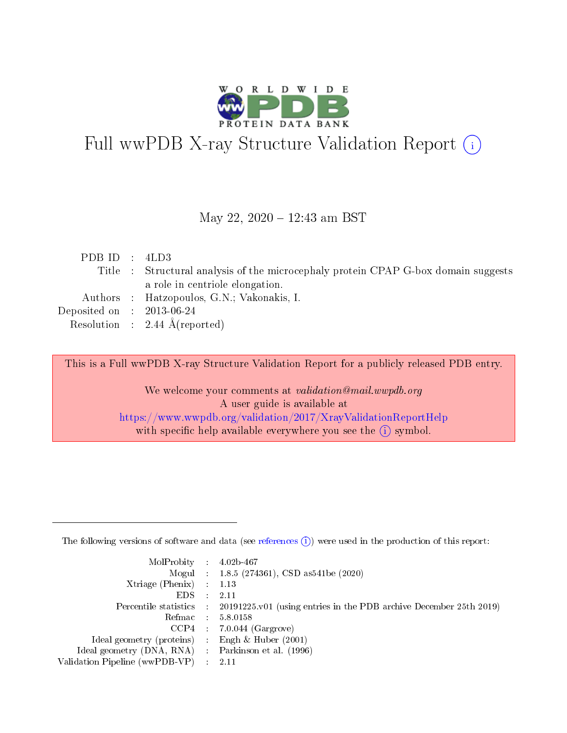# Full wwPDB X-ray Structure Validation Report (i)

May 22, 2020 – 12:43 am BST

| | | |
|---|---|---|
| PDB ID | : | 4LD3 |
| Title | : | Structural analysis of the microcephaly protein CPAP G-box domain suggests a role in centriole elongation. |
| Authors | : | Hatzopoulos, G.N.; Vakonakis, I. |
| Deposited on | : | 2013-06-24 |
| Resolution | : | 2.44 Å(reported) |

This is a Full wwPDB X-ray Structure Validation Report for a publicly released PDB entry.

We welcome your comments at *validation@mail.wwpdb.org*
A user guide is available at
https://www.wwpdb.org/validation/2017/XrayValidationReportHelp
with specific help available everywhere you see the (i) symbol.

---

The following versions of software and data (see references (i)) were used in the production of this report:

| | | |
|---|---|---|
| MolProbity | : | 4.02b-467 |
| Mogul | : | 1.8.5 (274361), CSD as541be (2020) |
| Xtriage (Phenix) | : | 1.13 |
| EDS | : | 2.11 |
| Percentile statistics | : | 20191225.v01 (using entries in the PDB archive December 25th 2019) |
| Refmac | : | 5.8.0158 |
| CCP4 | : | 7.0.044 (Gargrove) |
| Ideal geometry (proteins) | : | Engh & Huber (2001) |
| Ideal geometry (DNA, RNA) | : | Parkinson et al. (1996) |
| Validation Pipeline (wwPDB-VP) | : | 2.11 |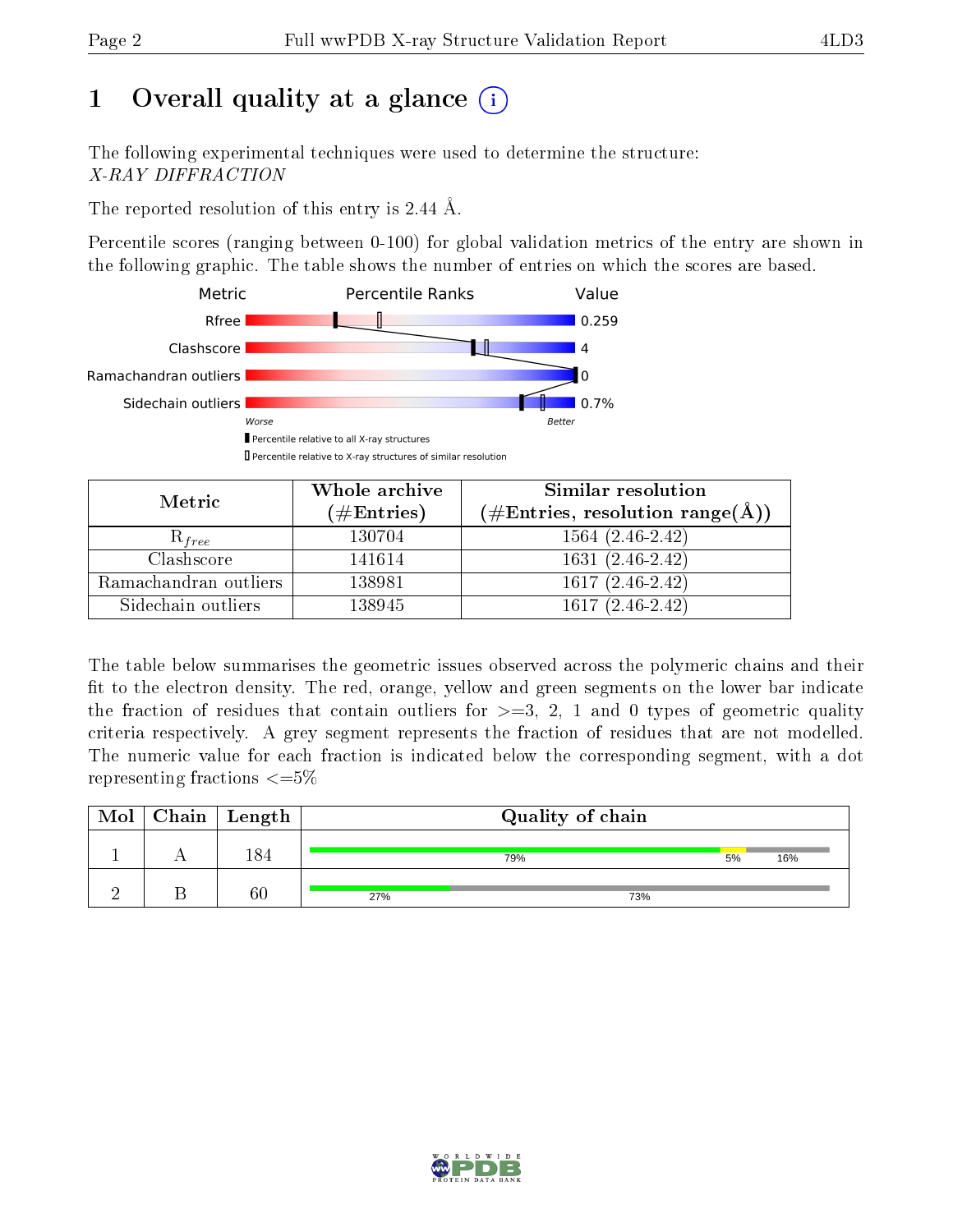# 1 Overall quality at a glance

The following experimental techniques were used to determine the structure:
*X-RAY DIFFRACTION*

The reported resolution of this entry is 2.44 Å.

Percentile scores (ranging between 0-100) for global validation metrics of the entry are shown in the following graphic. The table shows the number of entries on which the scores are based.

| Metric | Value |
|---|---|
| Rfree | 0.259 |
| Clashscore | 4 |
| Ramachandran outliers | 0 |
| Sidechain outliers | 0.7% |

Worse — Better

▮ Percentile relative to all X-ray structures

▯ Percentile relative to X-ray structures of similar resolution

| Metric | Whole archive (#Entries) | Similar resolution (#Entries, resolution range(Å)) |
|---|---|---|
| $R_{free}$ | 130704 | 1564 (2.46-2.42) |
| Clashscore | 141614 | 1631 (2.46-2.42) |
| Ramachandran outliers | 138981 | 1617 (2.46-2.42) |
| Sidechain outliers | 138945 | 1617 (2.46-2.42) |

The table below summarises the geometric issues observed across the polymeric chains and their fit to the electron density. The red, orange, yellow and green segments on the lower bar indicate the fraction of residues that contain outliers for >=3, 2, 1 and 0 types of geometric quality criteria respectively. A grey segment represents the fraction of residues that are not modelled. The numeric value for each fraction is indicated below the corresponding segment, with a dot representing fractions <=5%

| Mol | Chain | Length | Quality of chain |
|---|---|---|---|
| 1 | A | 184 | 79% 5% 16% |
| 2 | B | 60 | 27% 73% |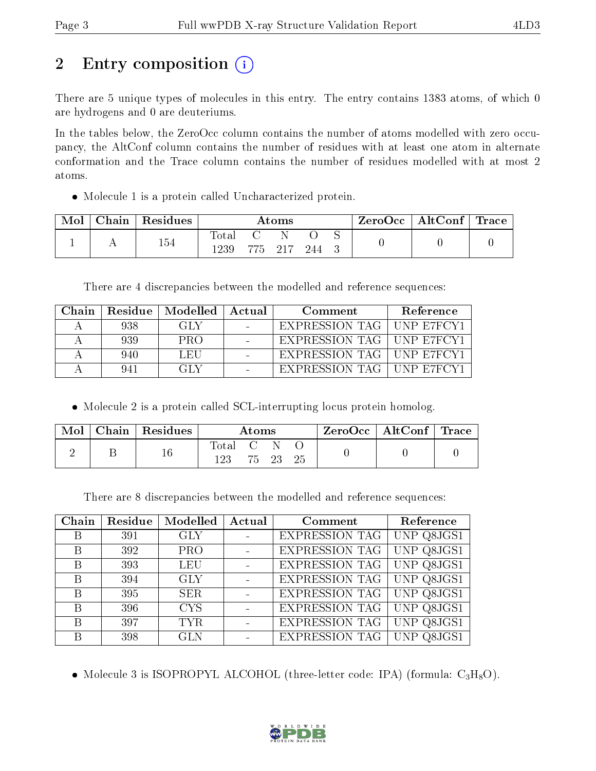# 2 Entry composition

There are 5 unique types of molecules in this entry. The entry contains 1383 atoms, of which 0 are hydrogens and 0 are deuteriums.

In the tables below, the ZeroOcc column contains the number of atoms modelled with zero occupancy, the AltConf column contains the number of residues with at least one atom in alternate conformation and the Trace column contains the number of residues modelled with at most 2 atoms.

- Molecule 1 is a protein called Uncharacterized protein.

| Mol | Chain | Residues | Atoms | | | | | ZeroOcc | AltConf | Trace |
|---|---|---|---|---|---|---|---|---|---|---|
| | | | Total | C | N | O | S | | | |
| 1 | A | 154 | 1239 | 775 | 217 | 244 | 3 | 0 | 0 | 0 |

There are 4 discrepancies between the modelled and reference sequences:

| Chain | Residue | Modelled | Actual | Comment | Reference |
|---|---|---|---|---|---|
| A | 938 | GLY | - | EXPRESSION TAG | UNP E7FCY1 |
| A | 939 | PRO | - | EXPRESSION TAG | UNP E7FCY1 |
| A | 940 | LEU | - | EXPRESSION TAG | UNP E7FCY1 |
| A | 941 | GLY | - | EXPRESSION TAG | UNP E7FCY1 |

- Molecule 2 is a protein called SCL-interrupting locus protein homolog.

| Mol | Chain | Residues | Atoms | | | | ZeroOcc | AltConf | Trace |
|---|---|---|---|---|---|---|---|---|---|
| | | | Total | C | N | O | | | |
| 2 | B | 16 | 123 | 75 | 23 | 25 | 0 | 0 | 0 |

There are 8 discrepancies between the modelled and reference sequences:

| Chain | Residue | Modelled | Actual | Comment | Reference |
|---|---|---|---|---|---|
| B | 391 | GLY | - | EXPRESSION TAG | UNP Q8JGS1 |
| B | 392 | PRO | - | EXPRESSION TAG | UNP Q8JGS1 |
| B | 393 | LEU | - | EXPRESSION TAG | UNP Q8JGS1 |
| B | 394 | GLY | - | EXPRESSION TAG | UNP Q8JGS1 |
| B | 395 | SER | - | EXPRESSION TAG | UNP Q8JGS1 |
| B | 396 | CYS | - | EXPRESSION TAG | UNP Q8JGS1 |
| B | 397 | TYR | - | EXPRESSION TAG | UNP Q8JGS1 |
| B | 398 | GLN | - | EXPRESSION TAG | UNP Q8JGS1 |

- Molecule 3 is ISOPROPYL ALCOHOL (three-letter code: IPA) (formula: $C_3H_8O$).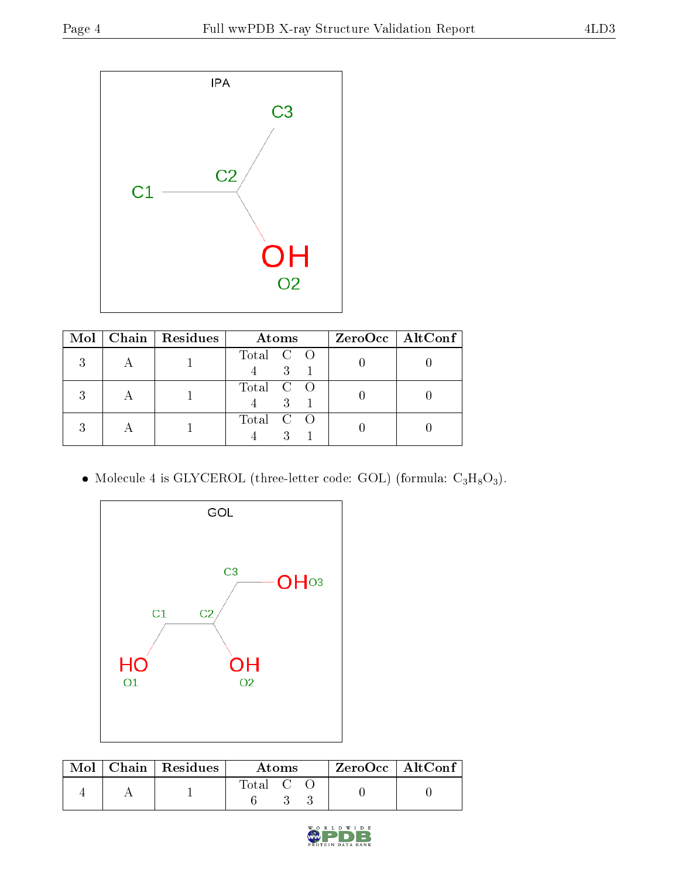| Mol | Chain | Residues | Atoms | | | ZeroOcc | AltConf |
|---|---|---|---|---|---|---|---|
| | | | Total | C | O | | |
| 3 | A | 1 | 4 | 3 | 1 | 0 | 0 |
| 3 | A | 1 | 4 | 3 | 1 | 0 | 0 |
| 3 | A | 1 | 4 | 3 | 1 | 0 | 0 |

- Molecule 4 is GLYCEROL (three-letter code: GOL) (formula: $C_3H_8O_3$).

| Mol | Chain | Residues | Atoms | | | ZeroOcc | AltConf |
|---|---|---|---|---|---|---|---|
| | | | Total | C | O | | |
| 4 | A | 1 | 6 | 3 | 3 | 0 | 0 |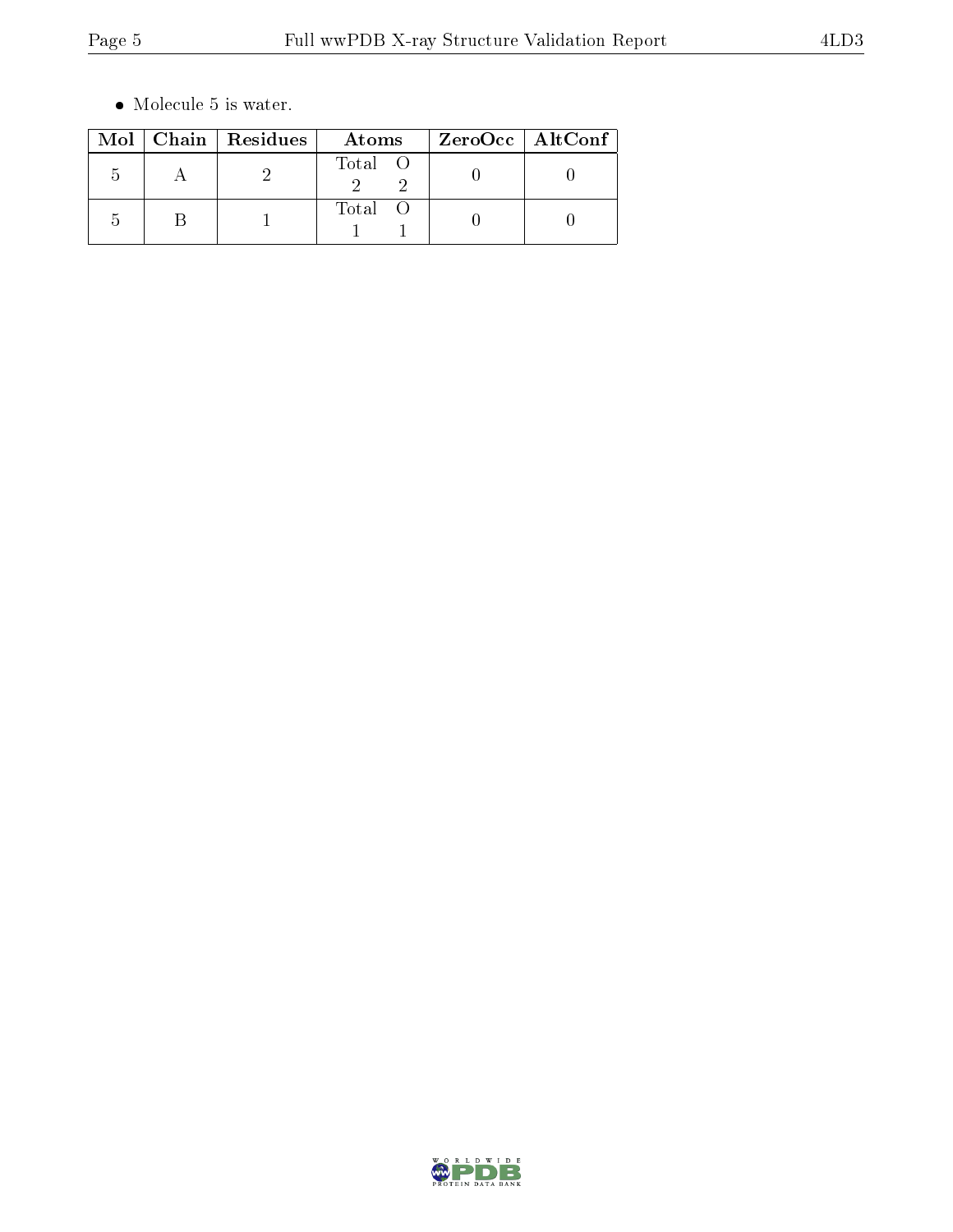- Molecule 5 is water.

| Mol | Chain | Residues | Atoms | ZeroOcc | AltConf |
|---|---|---|---|---|---|
| 5 | A | 2 | Total O<br>2 2 | 0 | 0 |
| 5 | B | 1 | Total O<br>1 1 | 0 | 0 |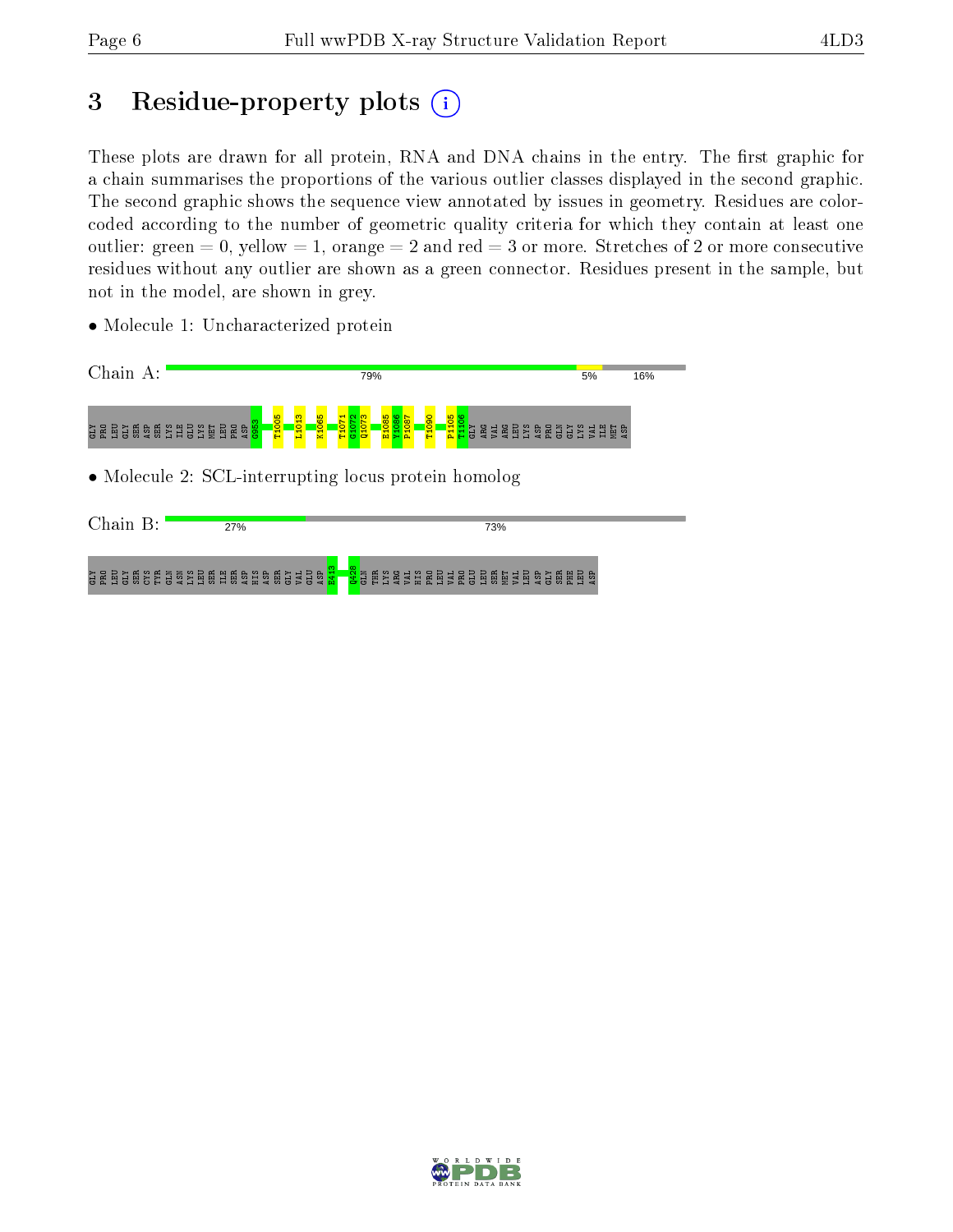# 3 Residue-property plots

These plots are drawn for all protein, RNA and DNA chains in the entry. The first graphic for a chain summarises the proportions of the various outlier classes displayed in the second graphic. The second graphic shows the sequence view annotated by issues in geometry. Residues are color-coded according to the number of geometric quality criteria for which they contain at least one outlier: green = 0, yellow = 1, orange = 2 and red = 3 or more. Stretches of 2 or more consecutive residues without any outlier are shown as a green connector. Residues present in the sample, but not in the model, are shown in grey.

- Molecule 1: Uncharacterized protein

Chain A: 79% 5% 16%

GLY PRO LEU GLY SER ASP SER LYS ILE GLU LYS MET LEU PRO ASP G953 T1005 L1013 K1065 T1071 G1072 Q1073 E1085 Y1086 P1087 T1090 P1105 T1106 GLY ARG VAL ARG LEU LYS ASP PRO GLN GLY LYS VAL ILE MET ASP

- Molecule 2: SCL-interrupting locus protein homolog

Chain B: 27% 73%

GLY PRO LEU GLY SER CYS TYR GLN ASN LYS LEU SER ILE SER ASP HIS ASP SER GLY VAL GLU ASP E413 Q428 GLN THR LYS ARG VAL HIS PRO LEU VAL PRO GLU LEU SER MET VAL LEU ASP GLY SER PHE LEU ASP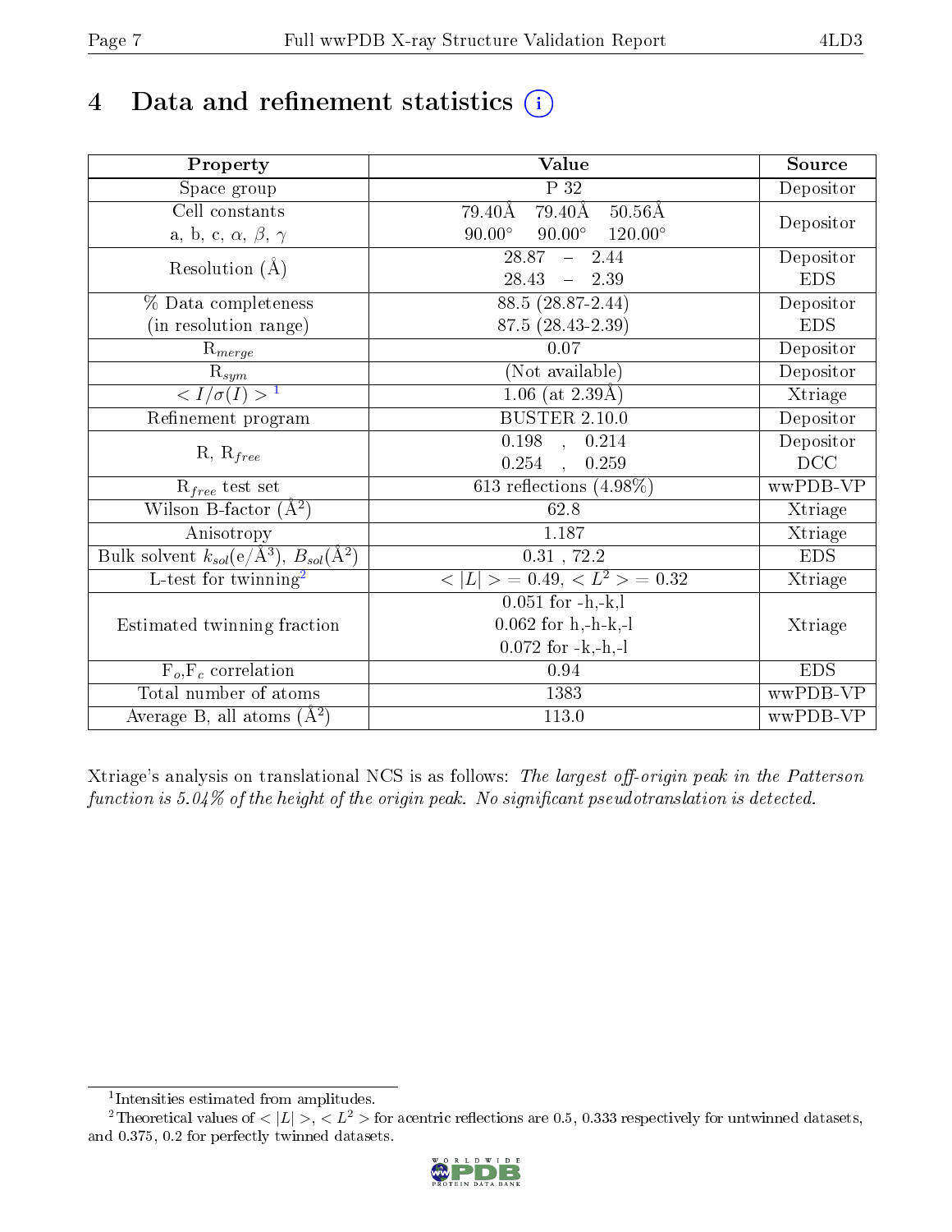# 4 Data and refinement statistics (i)

| Property | Value | Source |
|---|---|---|
| Space group | P 32 | Depositor |
| Cell constants<br>a, b, c, $\alpha$, $\beta$, $\gamma$ | 79.40Å 79.40Å 50.56Å<br>90.00° 90.00° 120.00° | Depositor |
| Resolution (Å) | 28.87 – 2.44<br>28.43 – 2.39 | Depositor<br>EDS |
| % Data completeness<br>(in resolution range) | 88.5 (28.87-2.44)<br>87.5 (28.43-2.39) | Depositor<br>EDS |
| $R_{merge}$ | 0.07 | Depositor |
| $R_{sym}$ | (Not available) | Depositor |
| $< I/\sigma(I) >$ [1] | 1.06 (at 2.39Å) | Xtriage |
| Refinement program | BUSTER 2.10.0 | Depositor |
| R, $R_{free}$ | 0.198 , 0.214<br>0.254 , 0.259 | Depositor<br>DCC |
| $R_{free}$ test set | 613 reflections (4.98%) | wwPDB-VP |
| Wilson B-factor (Å$^2$) | 62.8 | Xtriage |
| Anisotropy | 1.187 | Xtriage |
| Bulk solvent $k_{sol}$(e/Å$^3$), $B_{sol}$(Å$^2$) | 0.31 , 72.2 | EDS |
| L-test for twinning[2] | $< \|L\| >$ = 0.49, $< L^2 >$ = 0.32 | Xtriage |
| Estimated twinning fraction | 0.051 for -h,-k,l<br>0.062 for h,-h-k,-l<br>0.072 for -k,-h,-l | Xtriage |
| $F_o$,$F_c$ correlation | 0.94 | EDS |
| Total number of atoms | 1383 | wwPDB-VP |
| Average B, all atoms (Å$^2$) | 113.0 | wwPDB-VP |

Xtriage's analysis on translational NCS is as follows: *The largest off-origin peak in the Patterson function is 5.04% of the height of the origin peak. No significant pseudotranslation is detected.*

[1] Intensities estimated from amplitudes.

[2] Theoretical values of $< |L| >$, $< L^2 >$ for acentric reflections are 0.5, 0.333 respectively for untwinned datasets, and 0.375, 0.2 for perfectly twinned datasets.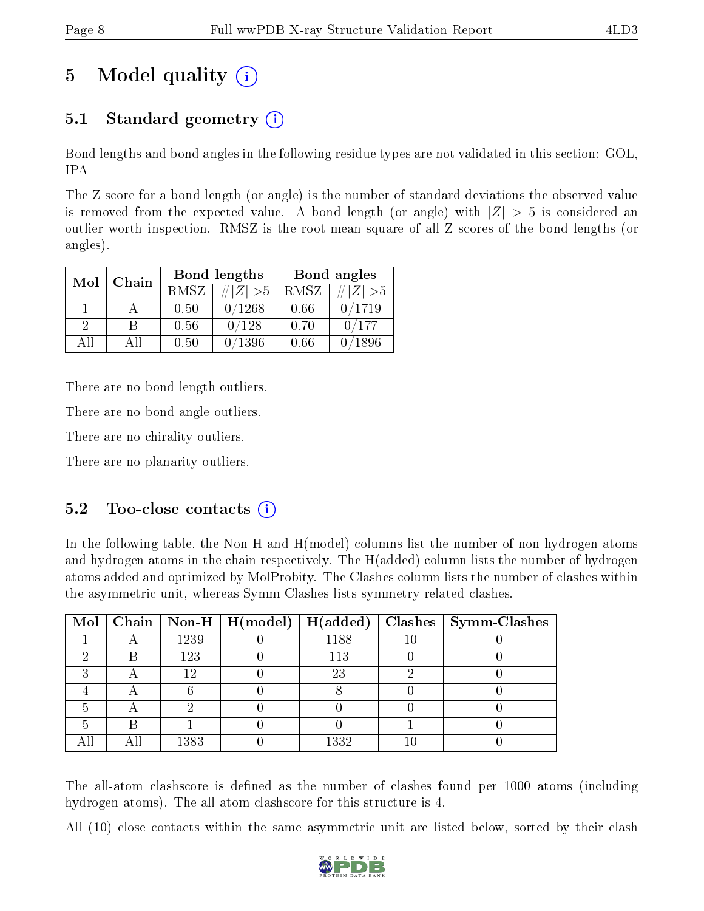# 5 Model quality (i)

## 5.1 Standard geometry (i)

Bond lengths and bond angles in the following residue types are not validated in this section: GOL, IPA

The Z score for a bond length (or angle) is the number of standard deviations the observed value is removed from the expected value. A bond length (or angle) with $|Z| > 5$ is considered an outlier worth inspection. RMSZ is the root-mean-square of all Z scores of the bond lengths (or angles).

| Mol | Chain | Bond lengths | | Bond angles | |
|---|---|---|---|---|---|
| | | RMSZ | #\|Z\| >5 | RMSZ | #\|Z\| >5 |
| 1 | A | 0.50 | 0/1268 | 0.66 | 0/1719 |
| 2 | B | 0.56 | 0/128 | 0.70 | 0/177 |
| All | All | 0.50 | 0/1396 | 0.66 | 0/1896 |

There are no bond length outliers.

There are no bond angle outliers.

There are no chirality outliers.

There are no planarity outliers.

## 5.2 Too-close contacts (i)

In the following table, the Non-H and H(model) columns list the number of non-hydrogen atoms and hydrogen atoms in the chain respectively. The H(added) column lists the number of hydrogen atoms added and optimized by MolProbity. The Clashes column lists the number of clashes within the asymmetric unit, whereas Symm-Clashes lists symmetry related clashes.

| Mol | Chain | Non-H | H(model) | H(added) | Clashes | Symm-Clashes |
|---|---|---|---|---|---|---|
| 1 | A | 1239 | 0 | 1188 | 10 | 0 |
| 2 | B | 123 | 0 | 113 | 0 | 0 |
| 3 | A | 12 | 0 | 23 | 2 | 0 |
| 4 | A | 6 | 0 | 8 | 0 | 0 |
| 5 | A | 2 | 0 | 0 | 0 | 0 |
| 5 | B | 1 | 0 | 0 | 1 | 0 |
| All | All | 1383 | 0 | 1332 | 10 | 0 |

The all-atom clashscore is defined as the number of clashes found per 1000 atoms (including hydrogen atoms). The all-atom clashscore for this structure is 4.

All (10) close contacts within the same asymmetric unit are listed below, sorted by their clash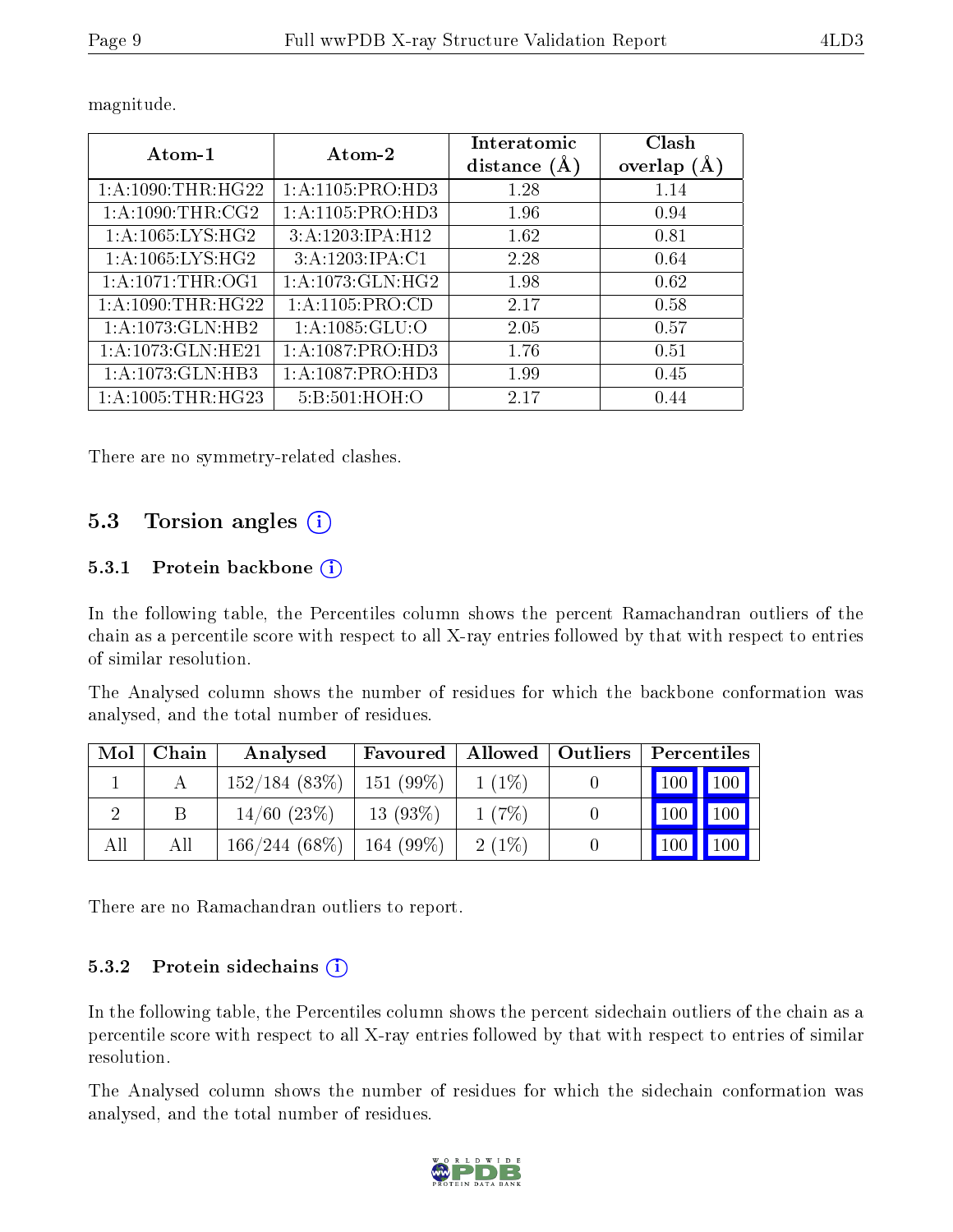magnitude.

| Atom-1 | Atom-2 | Interatomic distance (Å) | Clash overlap (Å) |
|---|---|---|---|
| 1:A:1090:THR:HG22 | 1:A:1105:PRO:HD3 | 1.28 | 1.14 |
| 1:A:1090:THR:CG2 | 1:A:1105:PRO:HD3 | 1.96 | 0.94 |
| 1:A:1065:LYS:HG2 | 3:A:1203:IPA:H12 | 1.62 | 0.81 |
| 1:A:1065:LYS:HG2 | 3:A:1203:IPA:C1 | 2.28 | 0.64 |
| 1:A:1071:THR:OG1 | 1:A:1073:GLN:HG2 | 1.98 | 0.62 |
| 1:A:1090:THR:HG22 | 1:A:1105:PRO:CD | 2.17 | 0.58 |
| 1:A:1073:GLN:HB2 | 1:A:1085:GLU:O | 2.05 | 0.57 |
| 1:A:1073:GLN:HE21 | 1:A:1087:PRO:HD3 | 1.76 | 0.51 |
| 1:A:1073:GLN:HB3 | 1:A:1087:PRO:HD3 | 1.99 | 0.45 |
| 1:A:1005:THR:HG23 | 5:B:501:HOH:O | 2.17 | 0.44 |

There are no symmetry-related clashes.

## 5.3 Torsion angles

### 5.3.1 Protein backbone

In the following table, the Percentiles column shows the percent Ramachandran outliers of the chain as a percentile score with respect to all X-ray entries followed by that with respect to entries of similar resolution.

The Analysed column shows the number of residues for which the backbone conformation was analysed, and the total number of residues.

| Mol | Chain | Analysed | Favoured | Allowed | Outliers | Percentiles | |
|---|---|---|---|---|---|---|---|
| 1 | A | 152/184 (83%) | 151 (99%) | 1 (1%) | 0 | 100 | 100 |
| 2 | B | 14/60 (23%) | 13 (93%) | 1 (7%) | 0 | 100 | 100 |
| All | All | 166/244 (68%) | 164 (99%) | 2 (1%) | 0 | 100 | 100 |

There are no Ramachandran outliers to report.

### 5.3.2 Protein sidechains

In the following table, the Percentiles column shows the percent sidechain outliers of the chain as a percentile score with respect to all X-ray entries followed by that with respect to entries of similar resolution.

The Analysed column shows the number of residues for which the sidechain conformation was analysed, and the total number of residues.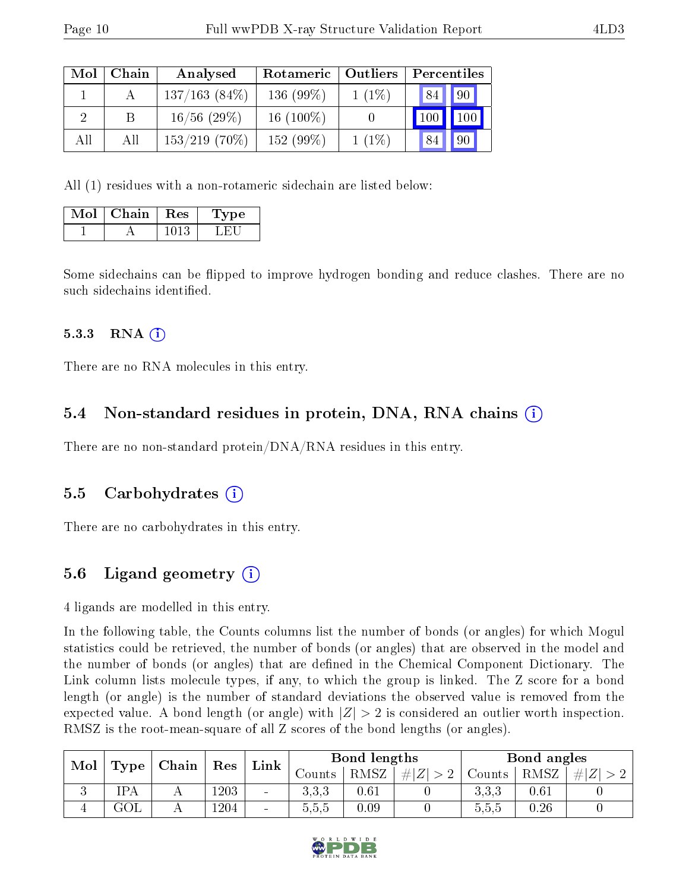| Mol | Chain | Analysed | Rotameric | Outliers | Percentiles | |
|---|---|---|---|---|---|---|
| 1 | A | 137/163 (84%) | 136 (99%) | 1 (1%) | 84 | 90 |
| 2 | B | 16/56 (29%) | 16 (100%) | 0 | 100 | 100 |
| All | All | 153/219 (70%) | 152 (99%) | 1 (1%) | 84 | 90 |

All (1) residues with a non-rotameric sidechain are listed below:

| Mol | Chain | Res | Type |
|---|---|---|---|
| 1 | A | 1013 | LEU |

Some sidechains can be flipped to improve hydrogen bonding and reduce clashes. There are no such sidechains identified.

#### 5.3.3 RNA

There are no RNA molecules in this entry.

### 5.4 Non-standard residues in protein, DNA, RNA chains

There are no non-standard protein/DNA/RNA residues in this entry.

### 5.5 Carbohydrates

There are no carbohydrates in this entry.

### 5.6 Ligand geometry

4 ligands are modelled in this entry.

In the following table, the Counts columns list the number of bonds (or angles) for which Mogul statistics could be retrieved, the number of bonds (or angles) that are observed in the model and the number of bonds (or angles) that are defined in the Chemical Component Dictionary. The Link column lists molecule types, if any, to which the group is linked. The Z score for a bond length (or angle) is the number of standard deviations the observed value is removed from the expected value. A bond length (or angle) with $|Z| > 2$ is considered an outlier worth inspection. RMSZ is the root-mean-square of all Z scores of the bond lengths (or angles).

| Mol | Type | Chain | Res | Link | Bond lengths | | | Bond angles | | |
|---|---|---|---|---|---|---|---|---|---|---|
| | | | | | Counts | RMSZ | $\#\|Z\| > 2$ | Counts | RMSZ | $\#\|Z\| > 2$ |
| 3 | IPA | A | 1203 | - | 3,3,3 | 0.61 | 0 | 3,3,3 | 0.61 | 0 |
| 4 | GOL | A | 1204 | - | 5,5,5 | 0.09 | 0 | 5,5,5 | 0.26 | 0 |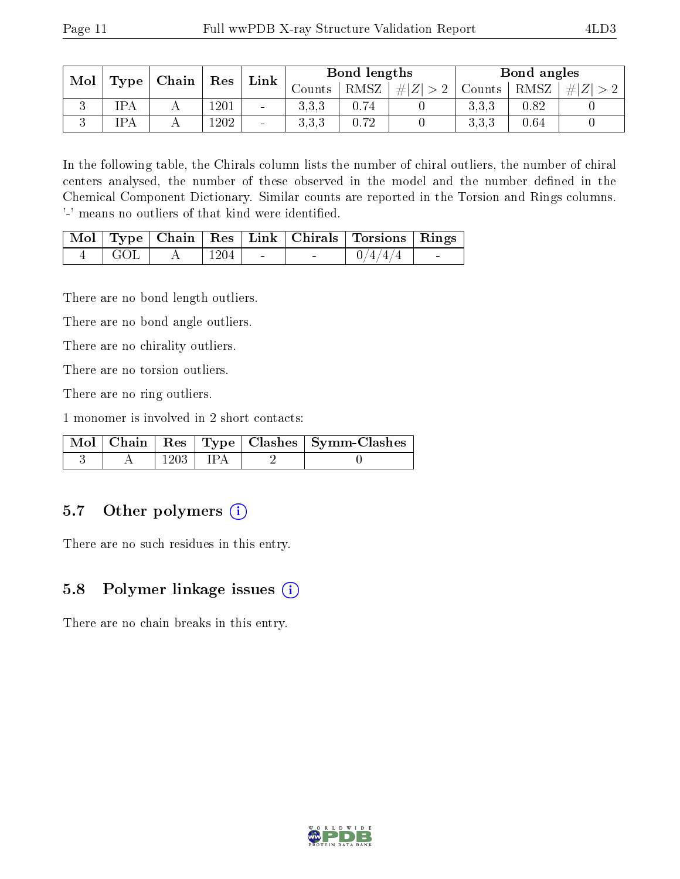| Mol | Type | Chain | Res | Link | Bond lengths | | | Bond angles | | |
|---|---|---|---|---|---|---|---|---|---|---|
| | | | | | Counts | RMSZ | $\#\|Z\|>2$ | Counts | RMSZ | $\#\|Z\|>2$ |
| 3 | IPA | A | 1201 | - | 3,3,3 | 0.74 | 0 | 3,3,3 | 0.82 | 0 |
| 3 | IPA | A | 1202 | - | 3,3,3 | 0.72 | 0 | 3,3,3 | 0.64 | 0 |

In the following table, the Chirals column lists the number of chiral outliers, the number of chiral centers analysed, the number of these observed in the model and the number defined in the Chemical Component Dictionary. Similar counts are reported in the Torsion and Rings columns. '-' means no outliers of that kind were identified.

| Mol | Type | Chain | Res | Link | Chirals | Torsions | Rings |
|---|---|---|---|---|---|---|---|
| 4 | GOL | A | 1204 | - | - | 0/4/4/4 | - |

There are no bond length outliers.

There are no bond angle outliers.

There are no chirality outliers.

There are no torsion outliers.

There are no ring outliers.

1 monomer is involved in 2 short contacts:

| Mol | Chain | Res | Type | Clashes | Symm-Clashes |
|---|---|---|---|---|---|
| 3 | A | 1203 | IPA | 2 | 0 |

### 5.7 Other polymers (i)

There are no such residues in this entry.

### 5.8 Polymer linkage issues (i)

There are no chain breaks in this entry.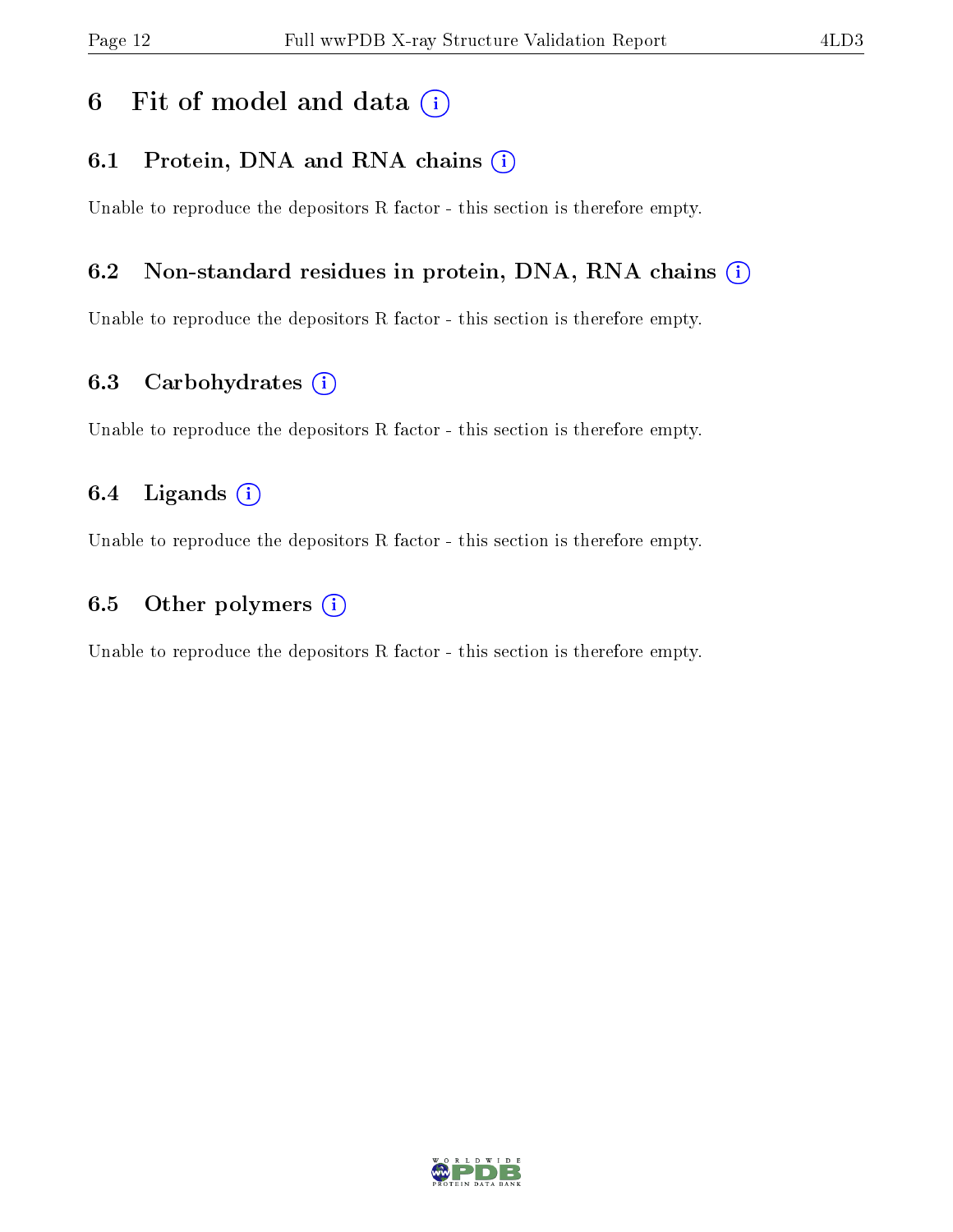# 6 Fit of model and data

## 6.1 Protein, DNA and RNA chains

Unable to reproduce the depositors R factor - this section is therefore empty.

## 6.2 Non-standard residues in protein, DNA, RNA chains

Unable to reproduce the depositors R factor - this section is therefore empty.

## 6.3 Carbohydrates

Unable to reproduce the depositors R factor - this section is therefore empty.

## 6.4 Ligands

Unable to reproduce the depositors R factor - this section is therefore empty.

## 6.5 Other polymers

Unable to reproduce the depositors R factor - this section is therefore empty.